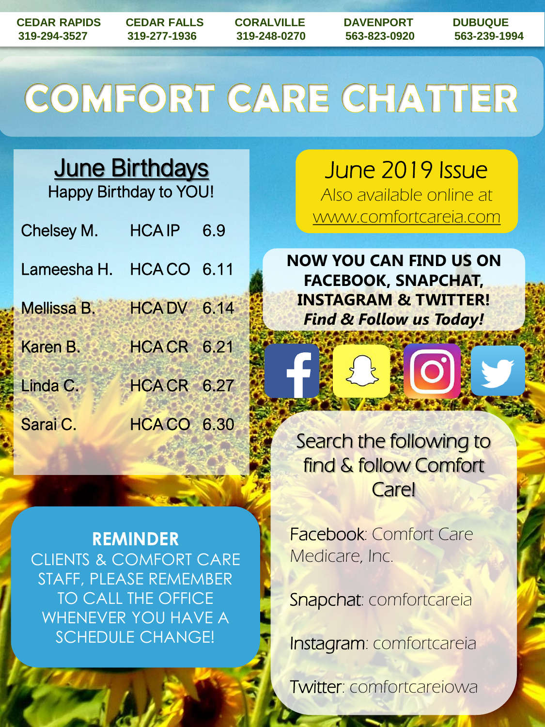| CEDAR RAPIDS | CEDAR FALLS | CORALVILLE | DAVENPORT | DUBUQUE |
|---|---|---|---|---|
| 319-294-3527 | 319-277-1936 | 319-248-0270 | 563-823-0920 | 563-239-1994 |

# COMFORT CARE CHATTER

## June Birthdays

Happy Birthday to YOU!

| | | |
|---|---|---|
| Chelsey M. | HCA IP | 6.9 |
| Lameesha H. | HCA CO | 6.11 |
| Mellissa B. | HCA DV | 6.14 |
| Karen B. | HCA CR | 6.21 |
| Linda C. | HCA CR | 6.27 |
| Sarai C. | HCA CO | 6.30 |

## June 2019 Issue

Also available online at www.comfortcareia.com

**NOW YOU CAN FIND US ON FACEBOOK, SNAPCHAT, INSTAGRAM & TWITTER!**
***Find & Follow us Today!***

Search the following to find & follow Comfort Care!

Facebook: Comfort Care Medicare, Inc.

Snapchat: comfortcareia

Instagram: comfortcareia

Twitter: comfortcareiowa

**REMINDER**

CLIENTS & COMFORT CARE STAFF, PLEASE REMEMBER TO CALL THE OFFICE WHENEVER YOU HAVE A SCHEDULE CHANGE!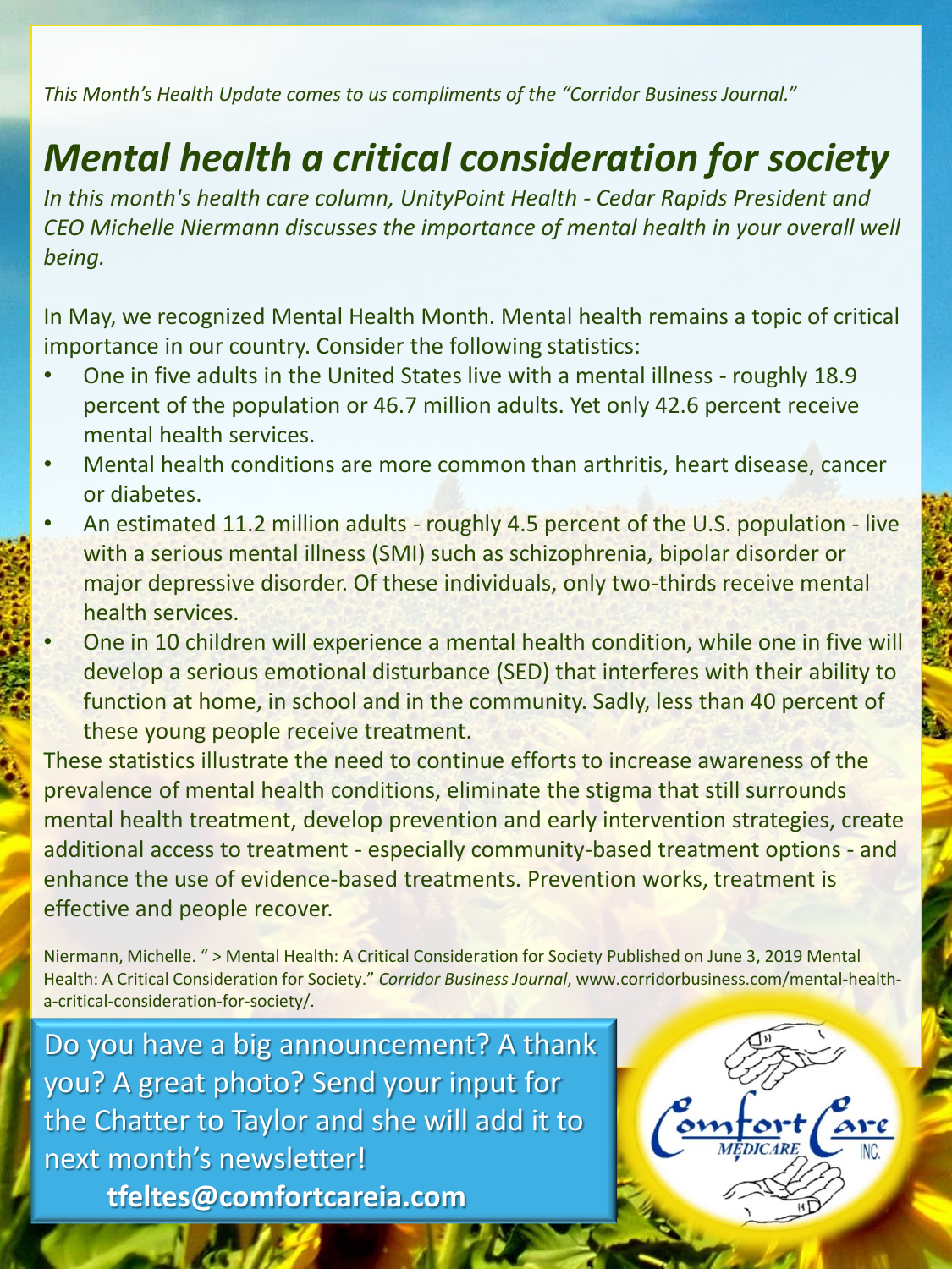*This Month's Health Update comes to us compliments of the "Corridor Business Journal."*

# *Mental health a critical consideration for society*

*In this month's health care column, UnityPoint Health - Cedar Rapids President and CEO Michelle Niermann discusses the importance of mental health in your overall well being.*

In May, we recognized Mental Health Month. Mental health remains a topic of critical importance in our country. Consider the following statistics:

- One in five adults in the United States live with a mental illness - roughly 18.9 percent of the population or 46.7 million adults. Yet only 42.6 percent receive mental health services.
- Mental health conditions are more common than arthritis, heart disease, cancer or diabetes.
- An estimated 11.2 million adults - roughly 4.5 percent of the U.S. population - live with a serious mental illness (SMI) such as schizophrenia, bipolar disorder or major depressive disorder. Of these individuals, only two-thirds receive mental health services.
- One in 10 children will experience a mental health condition, while one in five will develop a serious emotional disturbance (SED) that interferes with their ability to function at home, in school and in the community. Sadly, less than 40 percent of these young people receive treatment.

These statistics illustrate the need to continue efforts to increase awareness of the prevalence of mental health conditions, eliminate the stigma that still surrounds mental health treatment, develop prevention and early intervention strategies, create additional access to treatment - especially community-based treatment options - and enhance the use of evidence-based treatments. Prevention works, treatment is effective and people recover.

Niermann, Michelle. " > Mental Health: A Critical Consideration for Society Published on June 3, 2019 Mental Health: A Critical Consideration for Society." *Corridor Business Journal*, www.corridorbusiness.com/mental-health-a-critical-consideration-for-society/.

Do you have a big announcement? A thank you? A great photo? Send your input for the Chatter to Taylor and she will add it to next month's newsletter!

**tfeltes@comfortcareia.com**

Comfort Care MEDICARE INC.